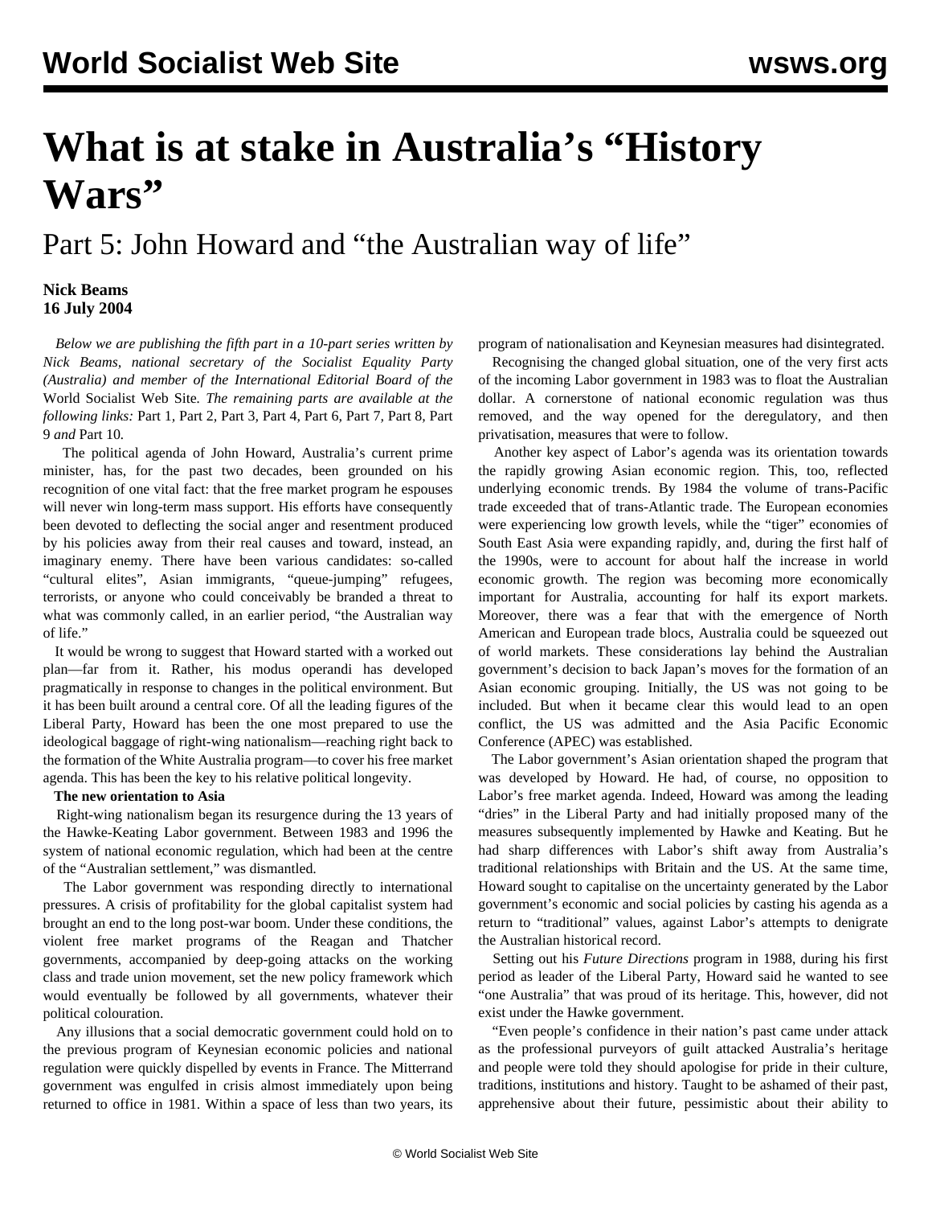# What is at stake in Australia's "History Wars"

## Part 5: John Howard and "the Australian way of life"

**Nick Beams**
**16 July 2004**

*Below we are publishing the fifth part in a 10-part series written by Nick Beams, national secretary of the Socialist Equality Party (Australia) and member of the International Editorial Board of the* World Socialist Web Site*. The remaining parts are available at the following links:* Part 1, Part 2, Part 3, Part 4, Part 6, Part 7, Part 8, Part 9 *and* Part 10.

The political agenda of John Howard, Australia's current prime minister, has, for the past two decades, been grounded on his recognition of one vital fact: that the free market program he espouses will never win long-term mass support. His efforts have consequently been devoted to deflecting the social anger and resentment produced by his policies away from their real causes and toward, instead, an imaginary enemy. There have been various candidates: so-called "cultural elites", Asian immigrants, "queue-jumping" refugees, terrorists, or anyone who could conceivably be branded a threat to what was commonly called, in an earlier period, "the Australian way of life."

It would be wrong to suggest that Howard started with a worked out plan—far from it. Rather, his modus operandi has developed pragmatically in response to changes in the political environment. But it has been built around a central core. Of all the leading figures of the Liberal Party, Howard has been the one most prepared to use the ideological baggage of right-wing nationalism—reaching right back to the formation of the White Australia program—to cover his free market agenda. This has been the key to his relative political longevity.

**The new orientation to Asia**

Right-wing nationalism began its resurgence during the 13 years of the Hawke-Keating Labor government. Between 1983 and 1996 the system of national economic regulation, which had been at the centre of the "Australian settlement," was dismantled.

The Labor government was responding directly to international pressures. A crisis of profitability for the global capitalist system had brought an end to the long post-war boom. Under these conditions, the violent free market programs of the Reagan and Thatcher governments, accompanied by deep-going attacks on the working class and trade union movement, set the new policy framework which would eventually be followed by all governments, whatever their political colouration.

Any illusions that a social democratic government could hold on to the previous program of Keynesian economic policies and national regulation were quickly dispelled by events in France. The Mitterrand government was engulfed in crisis almost immediately upon being returned to office in 1981. Within a space of less than two years, its program of nationalisation and Keynesian measures had disintegrated.

Recognising the changed global situation, one of the very first acts of the incoming Labor government in 1983 was to float the Australian dollar. A cornerstone of national economic regulation was thus removed, and the way opened for the deregulatory, and then privatisation, measures that were to follow.

Another key aspect of Labor's agenda was its orientation towards the rapidly growing Asian economic region. This, too, reflected underlying economic trends. By 1984 the volume of trans-Pacific trade exceeded that of trans-Atlantic trade. The European economies were experiencing low growth levels, while the "tiger" economies of South East Asia were expanding rapidly, and, during the first half of the 1990s, were to account for about half the increase in world economic growth. The region was becoming more economically important for Australia, accounting for half its export markets. Moreover, there was a fear that with the emergence of North American and European trade blocs, Australia could be squeezed out of world markets. These considerations lay behind the Australian government's decision to back Japan's moves for the formation of an Asian economic grouping. Initially, the US was not going to be included. But when it became clear this would lead to an open conflict, the US was admitted and the Asia Pacific Economic Conference (APEC) was established.

The Labor government's Asian orientation shaped the program that was developed by Howard. He had, of course, no opposition to Labor's free market agenda. Indeed, Howard was among the leading "dries" in the Liberal Party and had initially proposed many of the measures subsequently implemented by Hawke and Keating. But he had sharp differences with Labor's shift away from Australia's traditional relationships with Britain and the US. At the same time, Howard sought to capitalise on the uncertainty generated by the Labor government's economic and social policies by casting his agenda as a return to "traditional" values, against Labor's attempts to denigrate the Australian historical record.

Setting out his *Future Directions* program in 1988, during his first period as leader of the Liberal Party, Howard said he wanted to see "one Australia" that was proud of its heritage. This, however, did not exist under the Hawke government.

"Even people's confidence in their nation's past came under attack as the professional purveyors of guilt attacked Australia's heritage and people were told they should apologise for pride in their culture, traditions, institutions and history. Taught to be ashamed of their past, apprehensive about their future, pessimistic about their ability to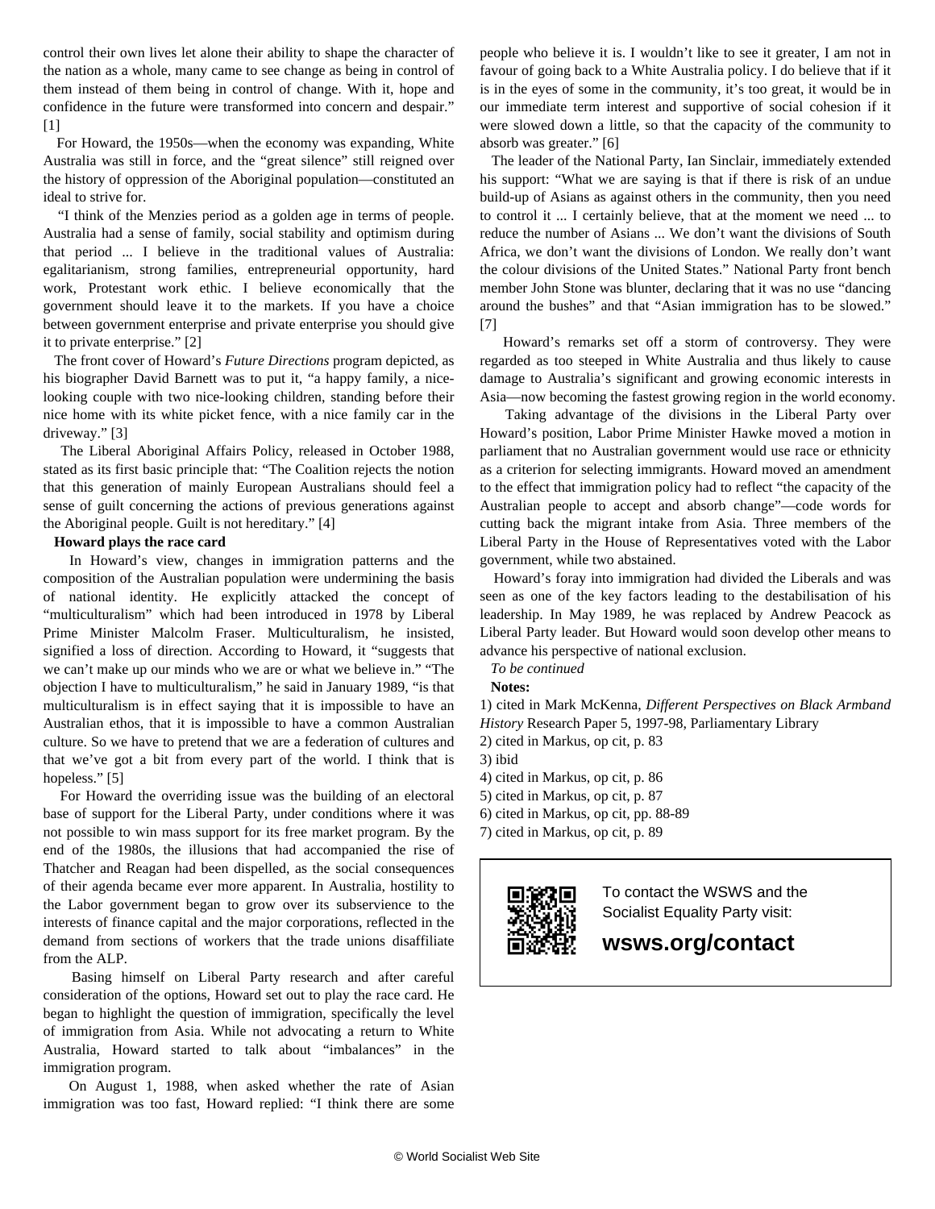control their own lives let alone their ability to shape the character of the nation as a whole, many came to see change as being in control of them instead of them being in control of change. With it, hope and confidence in the future were transformed into concern and despair." [1]

For Howard, the 1950s—when the economy was expanding, White Australia was still in force, and the "great silence" still reigned over the history of oppression of the Aboriginal population—constituted an ideal to strive for.

"I think of the Menzies period as a golden age in terms of people. Australia had a sense of family, social stability and optimism during that period ... I believe in the traditional values of Australia: egalitarianism, strong families, entrepreneurial opportunity, hard work, Protestant work ethic. I believe economically that the government should leave it to the markets. If you have a choice between government enterprise and private enterprise you should give it to private enterprise." [2]

The front cover of Howard's *Future Directions* program depicted, as his biographer David Barnett was to put it, "a happy family, a nice-looking couple with two nice-looking children, standing before their nice home with its white picket fence, with a nice family car in the driveway." [3]

The Liberal Aboriginal Affairs Policy, released in October 1988, stated as its first basic principle that: "The Coalition rejects the notion that this generation of mainly European Australians should feel a sense of guilt concerning the actions of previous generations against the Aboriginal people. Guilt is not hereditary." [4]

**Howard plays the race card**

In Howard's view, changes in immigration patterns and the composition of the Australian population were undermining the basis of national identity. He explicitly attacked the concept of "multiculturalism" which had been introduced in 1978 by Liberal Prime Minister Malcolm Fraser. Multiculturalism, he insisted, signified a loss of direction. According to Howard, it "suggests that we can't make up our minds who we are or what we believe in." "The objection I have to multiculturalism," he said in January 1989, "is that multiculturalism is in effect saying that it is impossible to have an Australian ethos, that it is impossible to have a common Australian culture. So we have to pretend that we are a federation of cultures and that we've got a bit from every part of the world. I think that is hopeless." [5]

For Howard the overriding issue was the building of an electoral base of support for the Liberal Party, under conditions where it was not possible to win mass support for its free market program. By the end of the 1980s, the illusions that had accompanied the rise of Thatcher and Reagan had been dispelled, as the social consequences of their agenda became ever more apparent. In Australia, hostility to the Labor government began to grow over its subservience to the interests of finance capital and the major corporations, reflected in the demand from sections of workers that the trade unions disaffiliate from the ALP.

Basing himself on Liberal Party research and after careful consideration of the options, Howard set out to play the race card. He began to highlight the question of immigration, specifically the level of immigration from Asia. While not advocating a return to White Australia, Howard started to talk about "imbalances" in the immigration program.

On August 1, 1988, when asked whether the rate of Asian immigration was too fast, Howard replied: "I think there are some people who believe it is. I wouldn't like to see it greater, I am not in favour of going back to a White Australia policy. I do believe that if it is in the eyes of some in the community, it's too great, it would be in our immediate term interest and supportive of social cohesion if it were slowed down a little, so that the capacity of the community to absorb was greater." [6]

The leader of the National Party, Ian Sinclair, immediately extended his support: "What we are saying is that if there is risk of an undue build-up of Asians as against others in the community, then you need to control it ... I certainly believe, that at the moment we need ... to reduce the number of Asians ... We don't want the divisions of South Africa, we don't want the divisions of London. We really don't want the colour divisions of the United States." National Party front bench member John Stone was blunter, declaring that it was no use "dancing around the bushes" and that "Asian immigration has to be slowed." [7]

Howard's remarks set off a storm of controversy. They were regarded as too steeped in White Australia and thus likely to cause damage to Australia's significant and growing economic interests in Asia—now becoming the fastest growing region in the world economy.

Taking advantage of the divisions in the Liberal Party over Howard's position, Labor Prime Minister Hawke moved a motion in parliament that no Australian government would use race or ethnicity as a criterion for selecting immigrants. Howard moved an amendment to the effect that immigration policy had to reflect "the capacity of the Australian people to accept and absorb change"—code words for cutting back the migrant intake from Asia. Three members of the Liberal Party in the House of Representatives voted with the Labor government, while two abstained.

Howard's foray into immigration had divided the Liberals and was seen as one of the key factors leading to the destabilisation of his leadership. In May 1989, he was replaced by Andrew Peacock as Liberal Party leader. But Howard would soon develop other means to advance his perspective of national exclusion.

*To be continued*

**Notes:**

1) cited in Mark McKenna, *Different Perspectives on Black Armband History* Research Paper 5, 1997-98, Parliamentary Library

2) cited in Markus, op cit, p. 83

3) ibid

4) cited in Markus, op cit, p. 86

5) cited in Markus, op cit, p. 87

6) cited in Markus, op cit, pp. 88-89

7) cited in Markus, op cit, p. 89

To contact the WSWS and the Socialist Equality Party visit:

**wsws.org/contact**